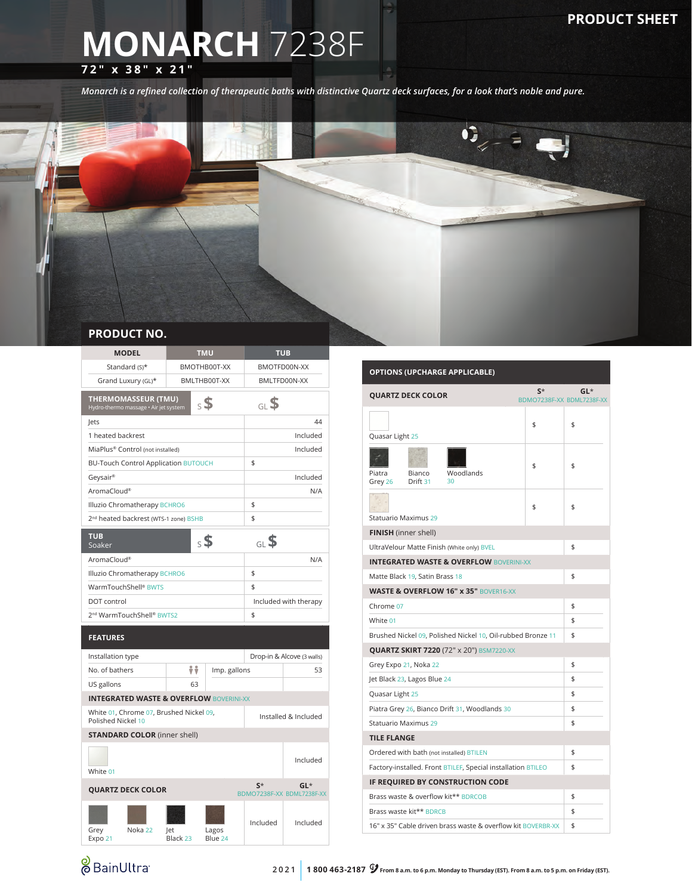PRODUCT SHEET

# MONARCH 7238F

**72" x 38" x 21"**

*Monarch is a refined collection of therapeutic baths with distinctive Quartz deck surfaces, for a look that's noble and pure.*

## PRODUCT NO.

| MODEL | TMU | TUB |
|---|---|---|
| Standard (S)* | BMOTHB00T-XX | BMOTFD00N-XX |
| Grand Luxury (GL)* | BMLTHB00T-XX | BMLTFD00N-XX |

| THERMOMASSEUR (TMU) Hydro-thermo massage • Air jet system | S $ | GL $ |
|---|---|---|
| Jets | | 44 |
| 1 heated backrest | | Included |
| MiaPlus® Control (not installed) | | Included |
| BU-Touch Control Application BUTOUCH | | $ |
| Geysair® | | Included |
| AromaCloud® | | N/A |
| Illuzio Chromatherapy BCHRO6 | | $ |
| 2nd heated backrest (WTS-1 zone) BSHB | | $ |

| TUB Soaker | S $ | GL $ |
|---|---|---|
| AromaCloud® | | N/A |
| Illuzio Chromatherapy BCHRO6 | | $ |
| WarmTouchShell® BWTS | | $ |
| DOT control | | Included with therapy |
| 2nd WarmTouchShell® BWTS2 | | $ |

## FEATURES

| | | | |
|---|---|---|---|
| Installation type | | Drop-in & Alcove (3 walls) | |
| No. of bathers | 2 | Imp. gallons | 53 |
| US gallons | 63 | | |

**INTEGRATED WASTE & OVERFLOW** BOVERINI-XX

| | |
|---|---|
| White 01, Chrome 07, Brushed Nickel 09, Polished Nickel 10 | Installed & Included |

**STANDARD COLOR** (inner shell)

| | |
|---|---|
| White 01 | Included |

| QUARTZ DECK COLOR | S* BDMO7238F-XX | GL* BDML7238F-XX |
|---|---|---|
| Grey Expo 21, Noka 22, Jet Black 23, Lagos Blue 24 | Included | Included |

## OPTIONS (UPCHARGE APPLICABLE)

| QUARTZ DECK COLOR | S* BDMO7238F-XX | GL* BDML7238F-XX |
|---|---|---|
| Quasar Light 25 | $ | $ |
| Piatra Grey 26, Bianco Drift 31, Woodlands 30 | $ | $ |
| Statuario Maximus 29 | $ | $ |

| | |
|---|---|
| **FINISH** (inner shell) | |
| UltraVelour Matte Finish (White only) BVEL | $ |
| **INTEGRATED WASTE & OVERFLOW** BOVERINI-XX | |
| Matte Black 19, Satin Brass 18 | $ |
| **WASTE & OVERFLOW 16" x 35"** BOVER16-XX | |
| Chrome 07 | $ |
| White 01 | $ |
| Brushed Nickel 09, Polished Nickel 10, Oil-rubbed Bronze 11 | $ |
| **QUARTZ SKIRT 7220** (72" x 20") BSM7220-XX | |
| Grey Expo 21, Noka 22 | $ |
| Jet Black 23, Lagos Blue 24 | $ |
| Quasar Light 25 | $ |
| Piatra Grey 26, Bianco Drift 31, Woodlands 30 | $ |
| Statuario Maximus 29 | $ |
| **TILE FLANGE** | |
| Ordered with bath (not installed) BTILEN | $ |
| Factory-installed. Front BTILEF, Special installation BTILEO | $ |
| **IF REQUIRED BY CONSTRUCTION CODE** | |
| Brass waste & overflow kit** BDRCOB | $ |
| Brass waste kit** BDRCB | $ |
| 16" x 35" Cable driven brass waste & overflow kit BOVERBR-XX | $ |

BainUltra 2021 | 1 800 463-2187 From 8 a.m. to 6 p.m. Monday to Thursday (EST). From 8 a.m. to 5 p.m. on Friday (EST).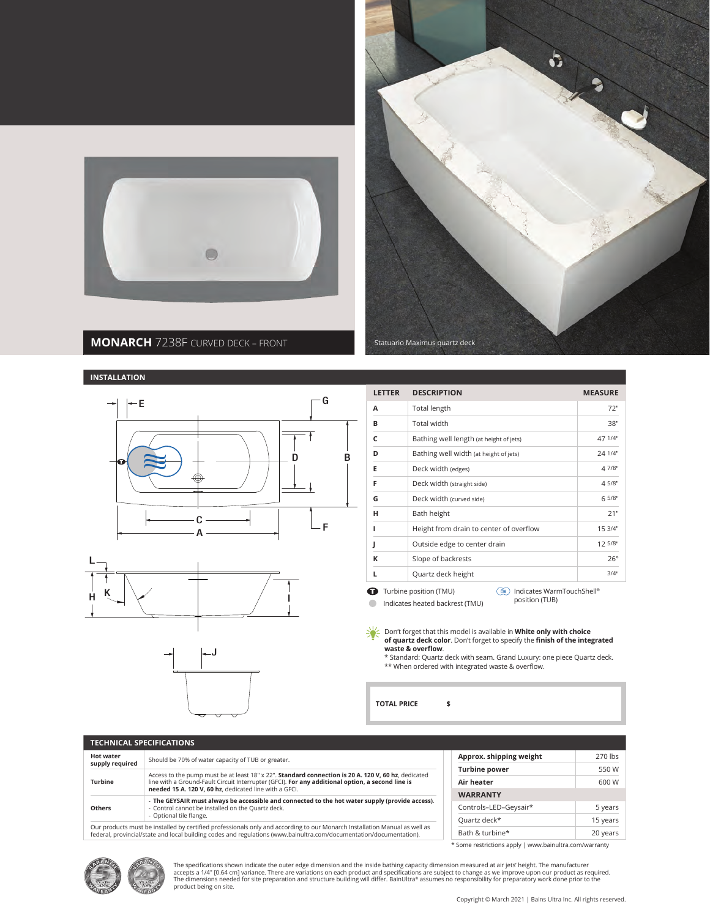## MONARCH 7238F CURVED DECK – FRONT

Statuario Maximus quartz deck

## INSTALLATION

| LETTER | DESCRIPTION | MEASURE |
| --- | --- | --- |
| A | Total length | 72" |
| B | Total width | 38" |
| C | Bathing well length (at height of jets) | 47 1/4" |
| D | Bathing well width (at height of jets) | 24 1/4" |
| E | Deck width (edges) | 4 7/8" |
| F | Deck width (straight side) | 4 5/8" |
| G | Deck width (curved side) | 6 5/8" |
| H | Bath height | 21" |
| I | Height from drain to center of overflow | 15 3/4" |
| J | Outside edge to center drain | 12 5/8" |
| K | Slope of backrests | 26° |
| L | Quartz deck height | 3/4" |

Turbine position (TMU)

Indicates heated backrest (TMU)

Indicates WarmTouchShell® position (TUB)

Don't forget that this model is available in **White only with choice of quartz deck color**. Don't forget to specify the **finish of the integrated waste & overflow**.

* Standard: Quartz deck with seam. Grand Luxury: one piece Quartz deck.
** When ordered with integrated waste & overflow.

**TOTAL PRICE** $

## TECHNICAL SPECIFICATIONS

| | |
| --- | --- |
| **Hot water supply required** | Should be 70% of water capacity of TUB or greater. |
| **Turbine** | Access to the pump must be at least 18" x 22". **Standard connection is 20 A. 120 V, 60 hz**, dedicated line with a Ground-Fault Circuit Interrupter (GFCI). **For any additional option, a second line is needed 15 A. 120 V, 60 hz**, dedicated line with a GFCI. |
| **Others** | - **The GEYSAIR must always be accessible and connected to the hot water supply (provide access)**.<br>- Control cannot be installed on the Quartz deck.<br>- Optional tile flange. |

Our products must be installed by certified professionals only and according to our Monarch Installation Manual as well as federal, provincial/state and local building codes and regulations (www.bainultra.com/documentation/documentation).

| | |
| --- | --- |
| **Approx. shipping weight** | 270 lbs |
| **Turbine power** | 550 W |
| **Air heater** | 600 W |
| **WARRANTY** | |
| Controls–LED–Geysair* | 5 years |
| Quartz deck* | 15 years |
| Bath & turbine* | 20 years |

* Some restrictions apply | www.bainultra.com/warranty

The specifications shown indicate the outer edge dimension and the inside bathing capacity dimension measured at air jets' height. The manufacturer accepts a 1/4" [0.64 cm] variance. There are variations on each product and specifications are subject to change as we improve upon our product as required. The dimensions needed for site preparation and structure building will differ. BainUltra® assumes no responsibility for preparatory work done prior to the product being on site.

Copyright © March 2021 | Bains Ultra Inc. All rights reserved.